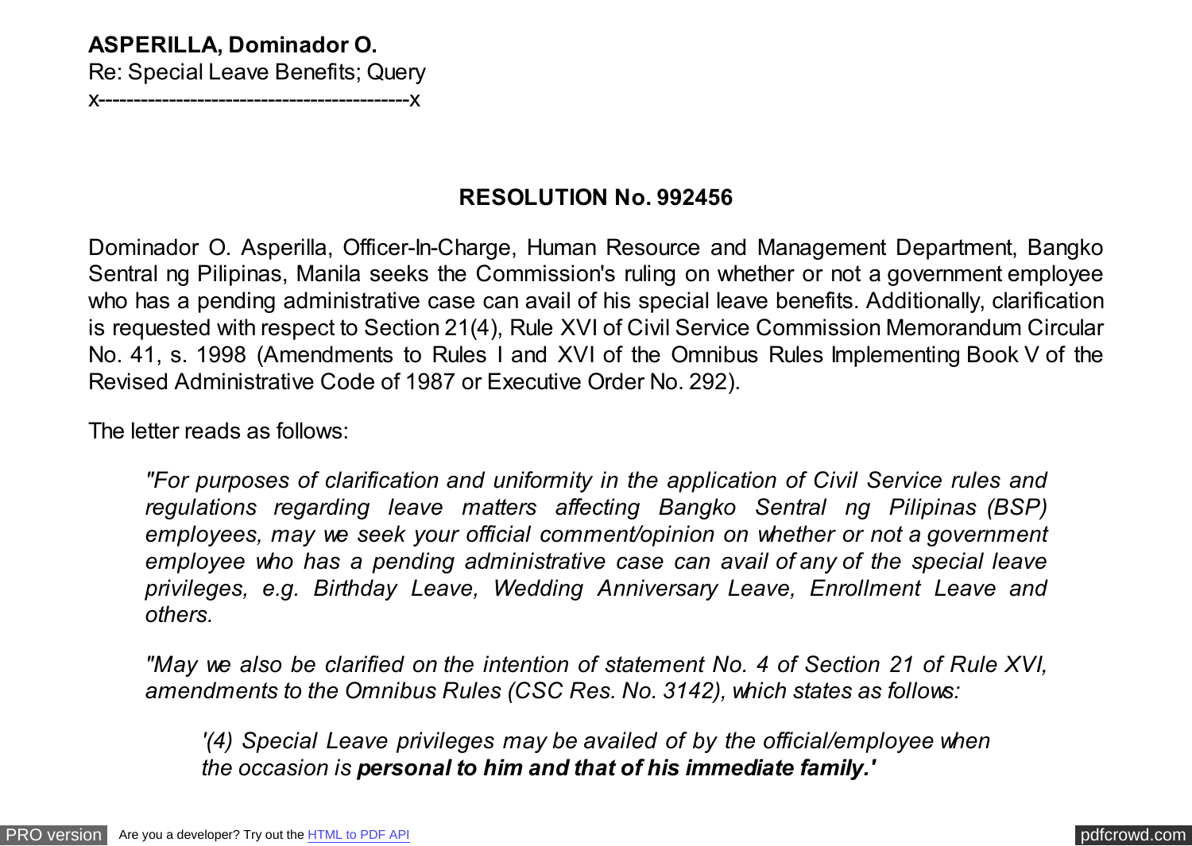**ASPERILLA, Dominador O.**
Re: Special Leave Benefits; Query
x-------------------------------------------x

## RESOLUTION No. 992456

Dominador O. Asperilla, Officer-In-Charge, Human Resource and Management Department, Bangko Sentral ng Pilipinas, Manila seeks the Commission's ruling on whether or not a government employee who has a pending administrative case can avail of his special leave benefits. Additionally, clarification is requested with respect to Section 21(4), Rule XVI of Civil Service Commission Memorandum Circular No. 41, s. 1998 (Amendments to Rules I and XVI of the Omnibus Rules Implementing Book V of the Revised Administrative Code of 1987 or Executive Order No. 292).

The letter reads as follows:

> *"For purposes of clarification and uniformity in the application of Civil Service rules and regulations regarding leave matters affecting Bangko Sentral ng Pilipinas (BSP) employees, may we seek your official comment/opinion on whether or not a government employee who has a pending administrative case can avail of any of the special leave privileges, e.g. Birthday Leave, Wedding Anniversary Leave, Enrollment Leave and others.*
>
> *"May we also be clarified on the intention of statement No. 4 of Section 21 of Rule XVI, amendments to the Omnibus Rules (CSC Res. No. 3142), which states as follows:*
>
> > *'(4) Special Leave privileges may be availed of by the official/employee when the occasion is* ***personal to him and that of his immediate family.'***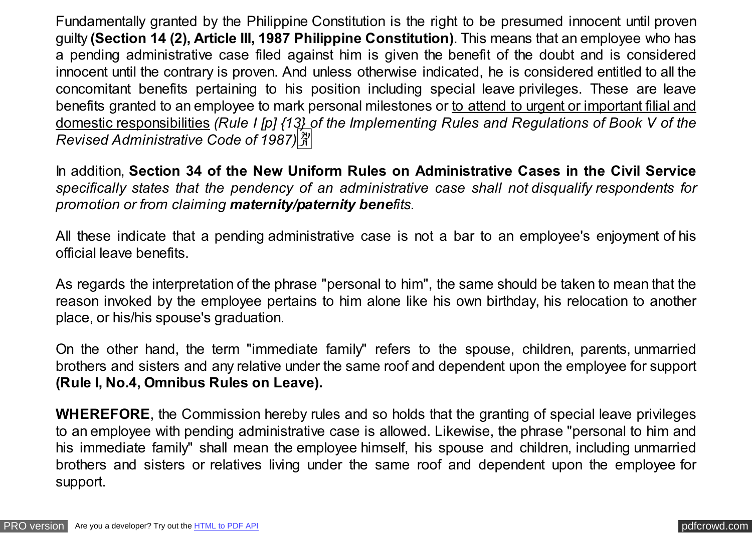Fundamentally granted by the Philippine Constitution is the right to be presumed innocent until proven guilty **(Section 14 (2), Article III, 1987 Philippine Constitution)**. This means that an employee who has a pending administrative case filed against him is given the benefit of the doubt and is considered innocent until the contrary is proven. And unless otherwise indicated, he is considered entitled to all the concomitant benefits pertaining to his position including special leave privileges. These are leave benefits granted to an employee to mark personal milestones or <u>to attend to urgent or important filial and domestic responsibilities</u> *(Rule I [p] {13} of the Implementing Rules and Regulations of Book V of the Revised Administrative Code of 1987)*

In addition, **Section 34 of the New Uniform Rules on Administrative Cases in the Civil Service** *specifically states that the pendency of an administrative case shall not disqualify respondents for promotion or from claiming **maternity/paternity bene**fits.*

All these indicate that a pending administrative case is not a bar to an employee's enjoyment of his official leave benefits.

As regards the interpretation of the phrase "personal to him", the same should be taken to mean that the reason invoked by the employee pertains to him alone like his own birthday, his relocation to another place, or his/his spouse's graduation.

On the other hand, the term "immediate family" refers to the spouse, children, parents, unmarried brothers and sisters and any relative under the same roof and dependent upon the employee for support **(Rule I, No.4, Omnibus Rules on Leave).**

**WHEREFORE**, the Commission hereby rules and so holds that the granting of special leave privileges to an employee with pending administrative case is allowed. Likewise, the phrase "personal to him and his immediate family" shall mean the employee himself, his spouse and children, including unmarried brothers and sisters or relatives living under the same roof and dependent upon the employee for support.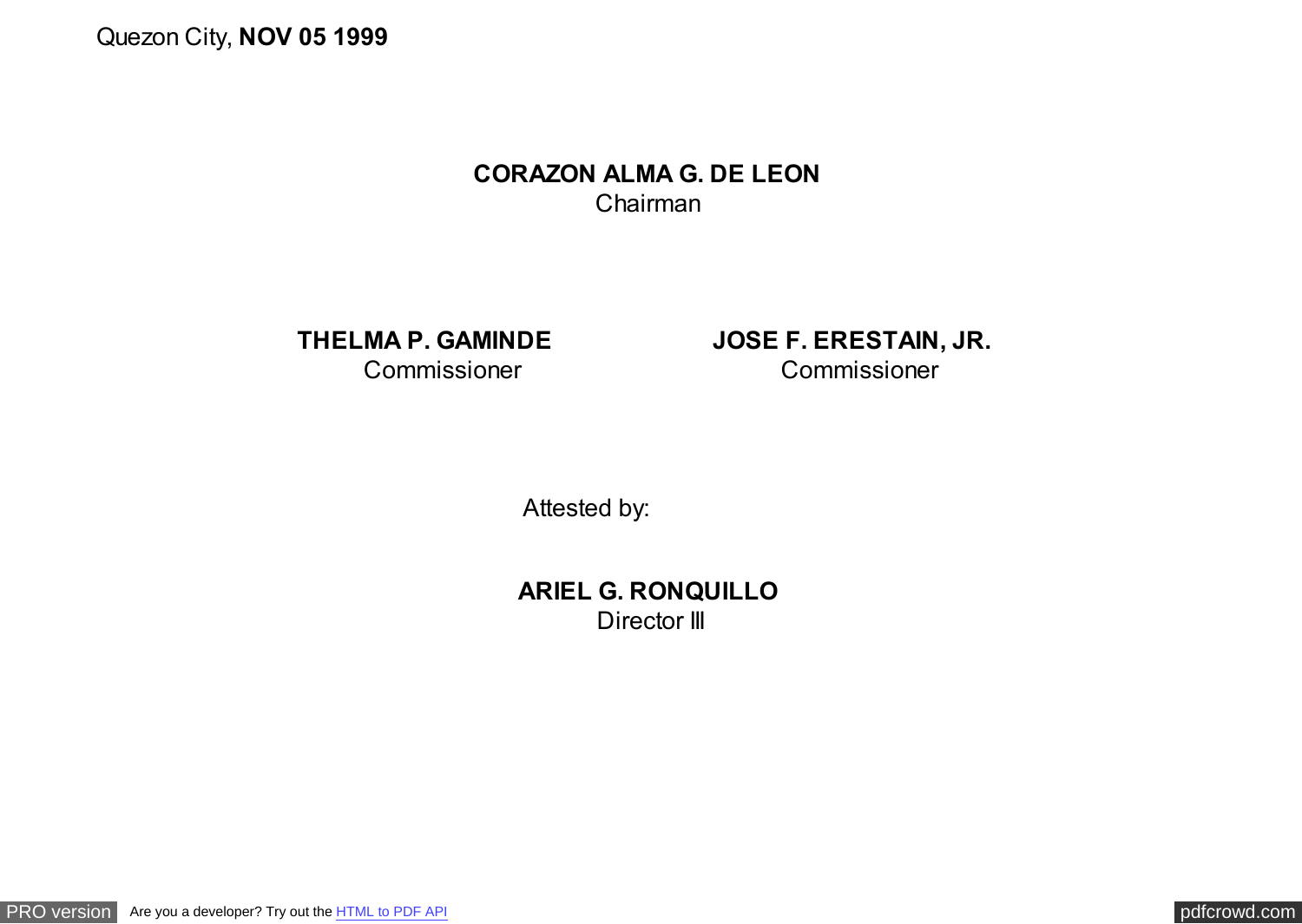Quezon City, **NOV 05 1999**

**CORAZON ALMA G. DE LEON**
Chairman

**THELMA P. GAMINDE**
Commissioner

**JOSE F. ERESTAIN, JR.**
Commissioner

Attested by:

**ARIEL G. RONQUILLO**
Director III